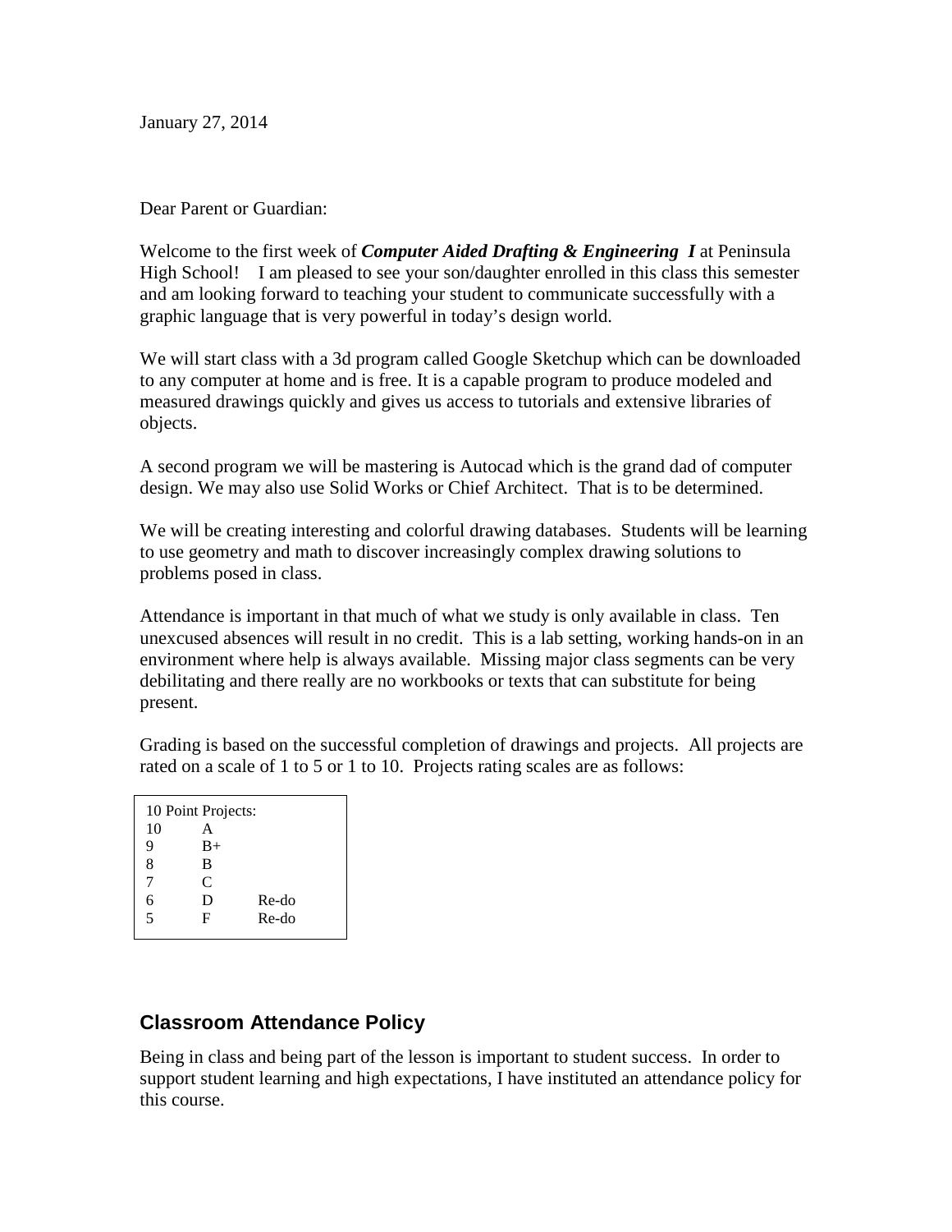January 27, 2014

Dear Parent or Guardian:

Welcome to the first week of ***Computer Aided Drafting & Engineering I*** at Peninsula High School! I am pleased to see your son/daughter enrolled in this class this semester and am looking forward to teaching your student to communicate successfully with a graphic language that is very powerful in today's design world.

We will start class with a 3d program called Google Sketchup which can be downloaded to any computer at home and is free. It is a capable program to produce modeled and measured drawings quickly and gives us access to tutorials and extensive libraries of objects.

A second program we will be mastering is Autocad which is the grand dad of computer design. We may also use Solid Works or Chief Architect. That is to be determined.

We will be creating interesting and colorful drawing databases. Students will be learning to use geometry and math to discover increasingly complex drawing solutions to problems posed in class.

Attendance is important in that much of what we study is only available in class. Ten unexcused absences will result in no credit. This is a lab setting, working hands-on in an environment where help is always available. Missing major class segments can be very debilitating and there really are no workbooks or texts that can substitute for being present.

Grading is based on the successful completion of drawings and projects. All projects are rated on a scale of 1 to 5 or 1 to 10. Projects rating scales are as follows:

| 10 Point Projects: | | |
|---|---|---|
| 10 | A | |
| 9 | B+ | |
| 8 | B | |
| 7 | C | |
| 6 | D | Re-do |
| 5 | F | Re-do |

## Classroom Attendance Policy

Being in class and being part of the lesson is important to student success. In order to support student learning and high expectations, I have instituted an attendance policy for this course.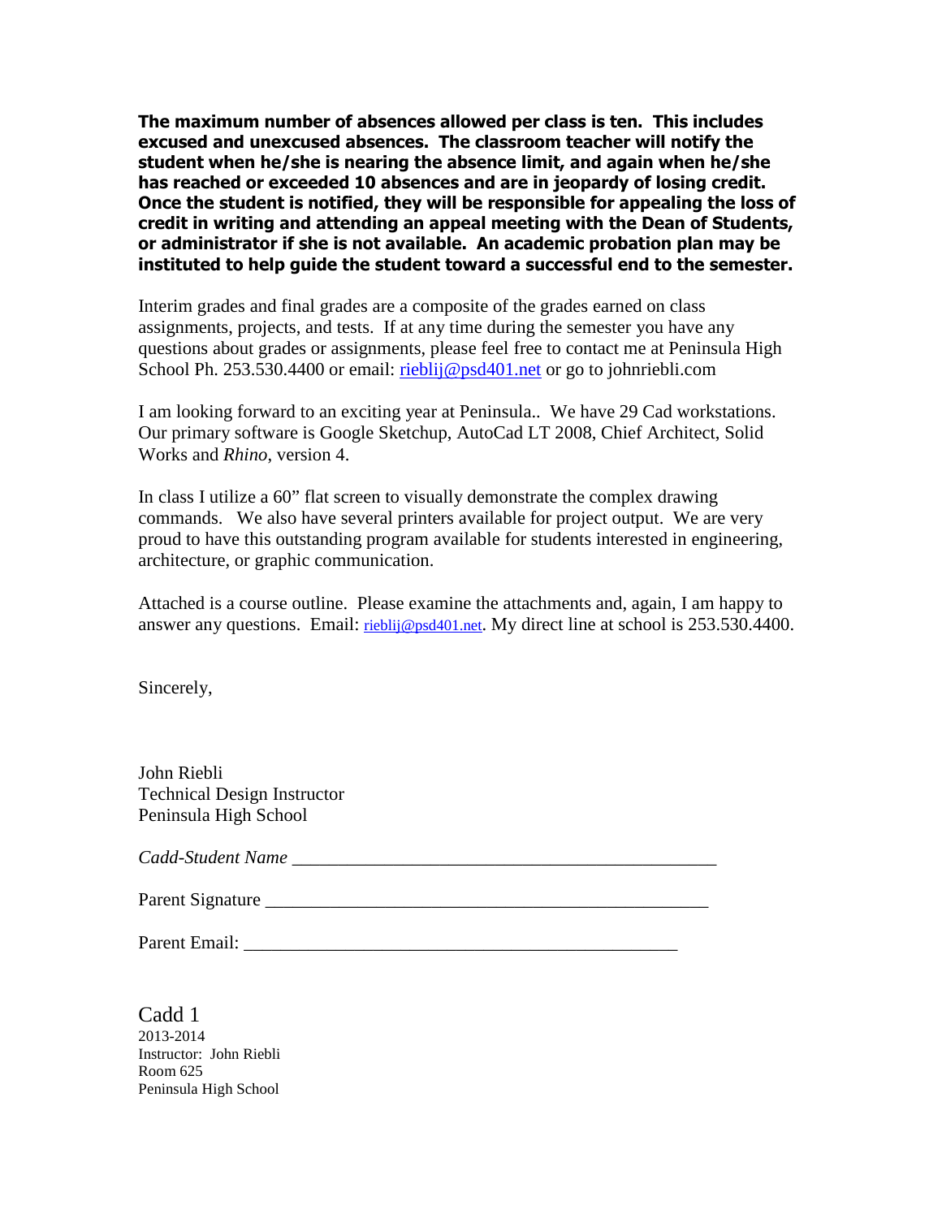**The maximum number of absences allowed per class is ten. This includes excused and unexcused absences. The classroom teacher will notify the student when he/she is nearing the absence limit, and again when he/she has reached or exceeded 10 absences and are in jeopardy of losing credit. Once the student is notified, they will be responsible for appealing the loss of credit in writing and attending an appeal meeting with the Dean of Students, or administrator if she is not available. An academic probation plan may be instituted to help guide the student toward a successful end to the semester.**

Interim grades and final grades are a composite of the grades earned on class assignments, projects, and tests. If at any time during the semester you have any questions about grades or assignments, please feel free to contact me at Peninsula High School Ph. 253.530.4400 or email: rieblij@psd401.net or go to johnriebli.com

I am looking forward to an exciting year at Peninsula.. We have 29 Cad workstations. Our primary software is Google Sketchup, AutoCad LT 2008, Chief Architect, Solid Works and *Rhino*, version 4.

In class I utilize a 60" flat screen to visually demonstrate the complex drawing commands. We also have several printers available for project output. We are very proud to have this outstanding program available for students interested in engineering, architecture, or graphic communication.

Attached is a course outline. Please examine the attachments and, again, I am happy to answer any questions. Email: rieblij@psd401.net. My direct line at school is 253.530.4400.

Sincerely,

John Riebli
Technical Design Instructor
Peninsula High School

*Cadd-Student Name* _______________________________________________

Parent Signature _________________________________________________

Parent Email: ___________________________________________________

Cadd 1
2013-2014
Instructor: John Riebli
Room 625
Peninsula High School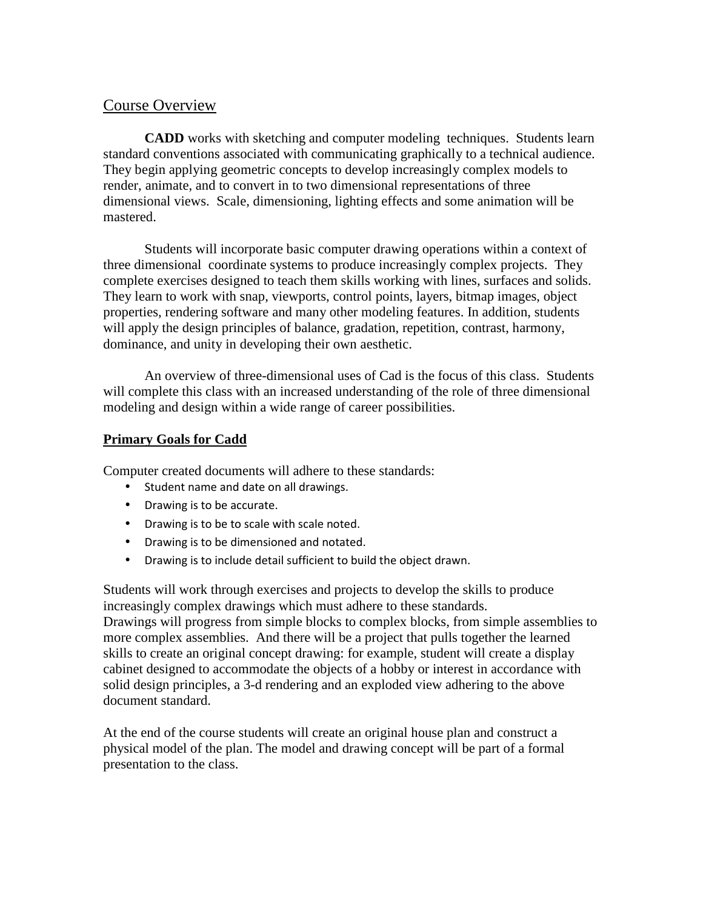## Course Overview

**CADD** works with sketching and computer modeling techniques. Students learn standard conventions associated with communicating graphically to a technical audience. They begin applying geometric concepts to develop increasingly complex models to render, animate, and to convert in to two dimensional representations of three dimensional views. Scale, dimensioning, lighting effects and some animation will be mastered.

Students will incorporate basic computer drawing operations within a context of three dimensional coordinate systems to produce increasingly complex projects. They complete exercises designed to teach them skills working with lines, surfaces and solids. They learn to work with snap, viewports, control points, layers, bitmap images, object properties, rendering software and many other modeling features. In addition, students will apply the design principles of balance, gradation, repetition, contrast, harmony, dominance, and unity in developing their own aesthetic.

An overview of three-dimensional uses of Cad is the focus of this class. Students will complete this class with an increased understanding of the role of three dimensional modeling and design within a wide range of career possibilities.

**Primary Goals for Cadd**

Computer created documents will adhere to these standards:

- Student name and date on all drawings.
- Drawing is to be accurate.
- Drawing is to be to scale with scale noted.
- Drawing is to be dimensioned and notated.
- Drawing is to include detail sufficient to build the object drawn.

Students will work through exercises and projects to develop the skills to produce increasingly complex drawings which must adhere to these standards.
Drawings will progress from simple blocks to complex blocks, from simple assemblies to more complex assemblies. And there will be a project that pulls together the learned skills to create an original concept drawing: for example, student will create a display cabinet designed to accommodate the objects of a hobby or interest in accordance with solid design principles, a 3-d rendering and an exploded view adhering to the above document standard.

At the end of the course students will create an original house plan and construct a physical model of the plan. The model and drawing concept will be part of a formal presentation to the class.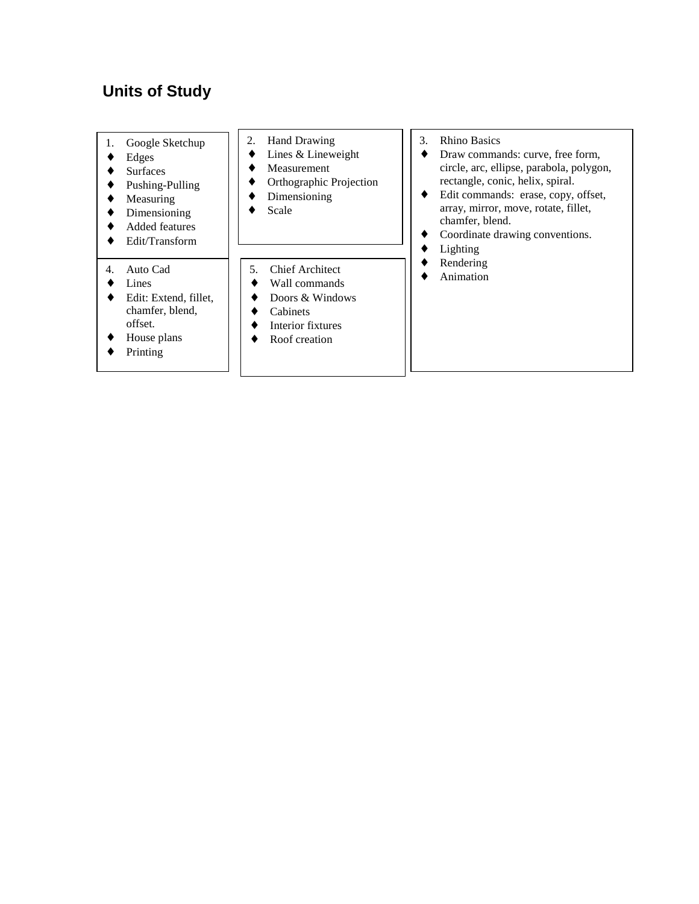## Units of Study

1. Google Sketchup
   - Edges
   - Surfaces
   - Pushing-Pulling
   - Measuring
   - Dimensioning
   - Added features
   - Edit/Transform

2. Hand Drawing
   - Lines & Lineweight
   - Measurement
   - Orthographic Projection
   - Dimensioning
   - Scale

3. Rhino Basics
   - Draw commands: curve, free form, circle, arc, ellipse, parabola, polygon, rectangle, conic, helix, spiral.
   - Edit commands: erase, copy, offset, array, mirror, move, rotate, fillet, chamfer, blend.
   - Coordinate drawing conventions.
   - Lighting
   - Rendering
   - Animation

4. Auto Cad
   - Lines
   - Edit: Extend, fillet, chamfer, blend, offset.
   - House plans
   - Printing

5. Chief Architect
   - Wall commands
   - Doors & Windows
   - Cabinets
   - Interior fixtures
   - Roof creation